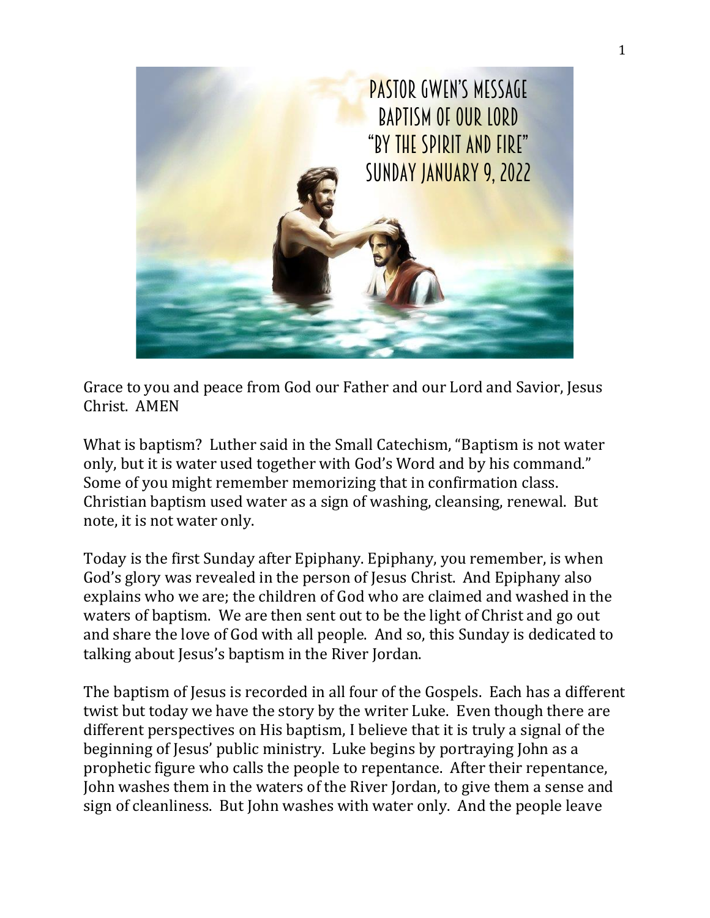# PASTOR GWEN'S MESSAGE
## BAPTISM OF OUR LORD
## "BY THE SPIRIT AND FIRE"
## SUNDAY JANUARY 9, 2022

Grace to you and peace from God our Father and our Lord and Savior, Jesus Christ. AMEN

What is baptism? Luther said in the Small Catechism, "Baptism is not water only, but it is water used together with God's Word and by his command." Some of you might remember memorizing that in confirmation class. Christian baptism used water as a sign of washing, cleansing, renewal. But note, it is not water only.

Today is the first Sunday after Epiphany. Epiphany, you remember, is when God's glory was revealed in the person of Jesus Christ. And Epiphany also explains who we are; the children of God who are claimed and washed in the waters of baptism. We are then sent out to be the light of Christ and go out and share the love of God with all people. And so, this Sunday is dedicated to talking about Jesus's baptism in the River Jordan.

The baptism of Jesus is recorded in all four of the Gospels. Each has a different twist but today we have the story by the writer Luke. Even though there are different perspectives on His baptism, I believe that it is truly a signal of the beginning of Jesus' public ministry. Luke begins by portraying John as a prophetic figure who calls the people to repentance. After their repentance, John washes them in the waters of the River Jordan, to give them a sense and sign of cleanliness. But John washes with water only. And the people leave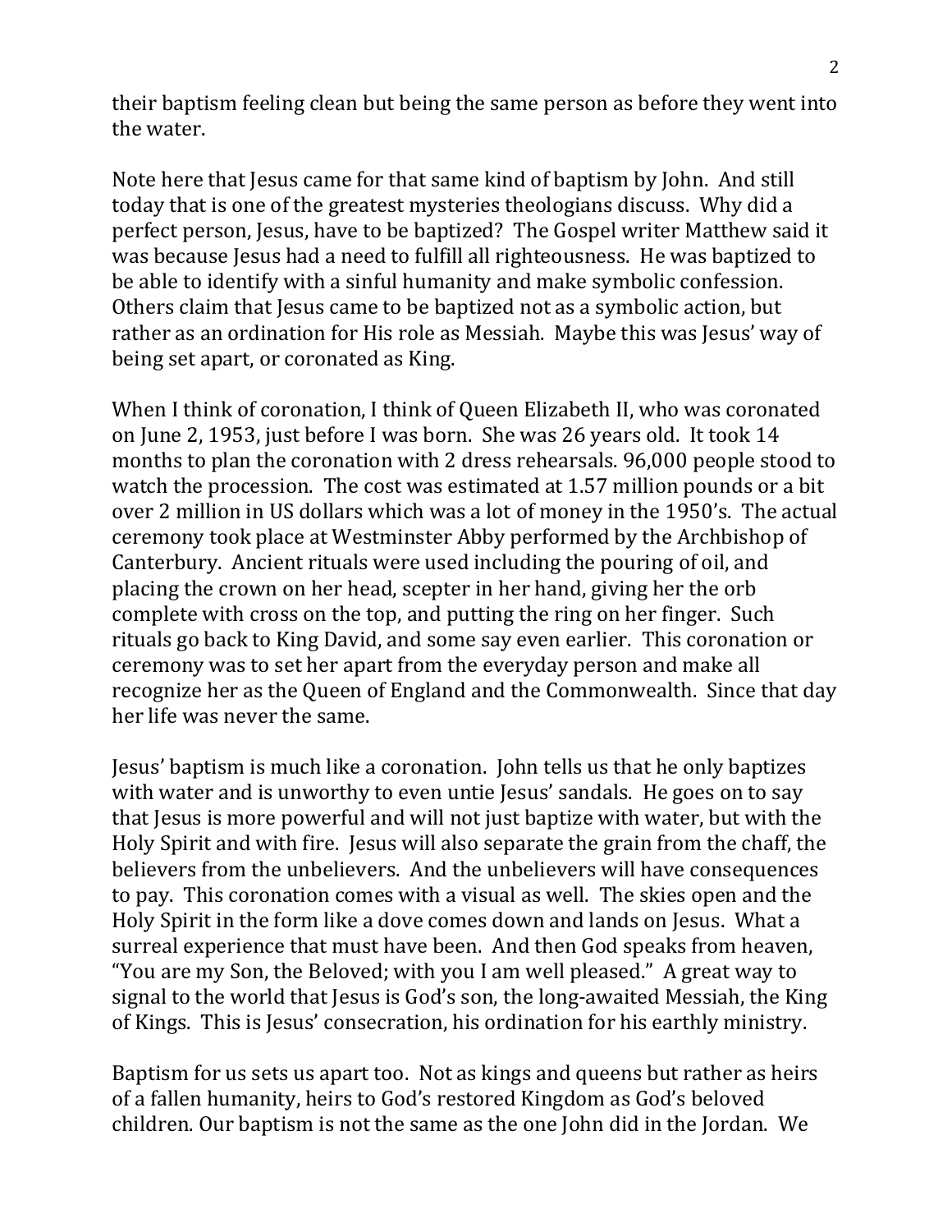their baptism feeling clean but being the same person as before they went into the water.

Note here that Jesus came for that same kind of baptism by John. And still today that is one of the greatest mysteries theologians discuss. Why did a perfect person, Jesus, have to be baptized? The Gospel writer Matthew said it was because Jesus had a need to fulfill all righteousness. He was baptized to be able to identify with a sinful humanity and make symbolic confession. Others claim that Jesus came to be baptized not as a symbolic action, but rather as an ordination for His role as Messiah. Maybe this was Jesus' way of being set apart, or coronated as King.

When I think of coronation, I think of Queen Elizabeth II, who was coronated on June 2, 1953, just before I was born. She was 26 years old. It took 14 months to plan the coronation with 2 dress rehearsals. 96,000 people stood to watch the procession. The cost was estimated at 1.57 million pounds or a bit over 2 million in US dollars which was a lot of money in the 1950's. The actual ceremony took place at Westminster Abby performed by the Archbishop of Canterbury. Ancient rituals were used including the pouring of oil, and placing the crown on her head, scepter in her hand, giving her the orb complete with cross on the top, and putting the ring on her finger. Such rituals go back to King David, and some say even earlier. This coronation or ceremony was to set her apart from the everyday person and make all recognize her as the Queen of England and the Commonwealth. Since that day her life was never the same.

Jesus' baptism is much like a coronation. John tells us that he only baptizes with water and is unworthy to even untie Jesus' sandals. He goes on to say that Jesus is more powerful and will not just baptize with water, but with the Holy Spirit and with fire. Jesus will also separate the grain from the chaff, the believers from the unbelievers. And the unbelievers will have consequences to pay. This coronation comes with a visual as well. The skies open and the Holy Spirit in the form like a dove comes down and lands on Jesus. What a surreal experience that must have been. And then God speaks from heaven, "You are my Son, the Beloved; with you I am well pleased." A great way to signal to the world that Jesus is God's son, the long-awaited Messiah, the King of Kings. This is Jesus' consecration, his ordination for his earthly ministry.

Baptism for us sets us apart too. Not as kings and queens but rather as heirs of a fallen humanity, heirs to God's restored Kingdom as God's beloved children. Our baptism is not the same as the one John did in the Jordan. We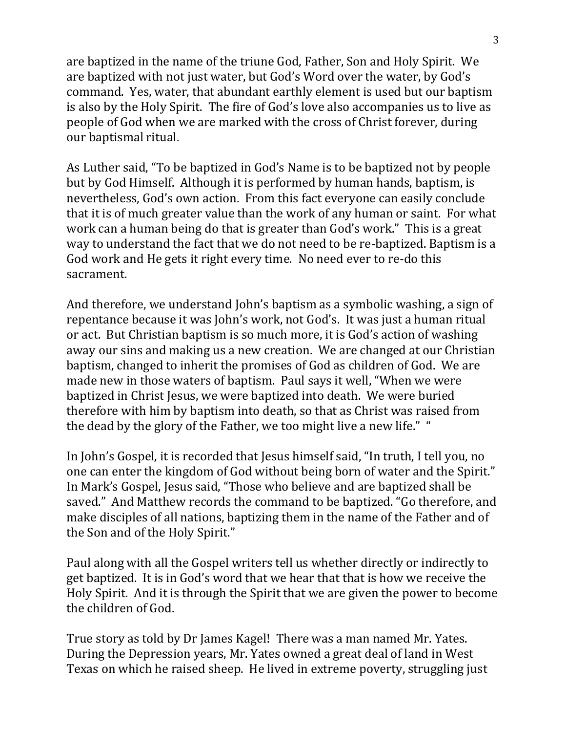are baptized in the name of the triune God, Father, Son and Holy Spirit. We are baptized with not just water, but God's Word over the water, by God's command. Yes, water, that abundant earthly element is used but our baptism is also by the Holy Spirit. The fire of God's love also accompanies us to live as people of God when we are marked with the cross of Christ forever, during our baptismal ritual.

As Luther said, "To be baptized in God's Name is to be baptized not by people but by God Himself. Although it is performed by human hands, baptism, is nevertheless, God's own action. From this fact everyone can easily conclude that it is of much greater value than the work of any human or saint. For what work can a human being do that is greater than God's work." This is a great way to understand the fact that we do not need to be re-baptized. Baptism is a God work and He gets it right every time. No need ever to re-do this sacrament.

And therefore, we understand John's baptism as a symbolic washing, a sign of repentance because it was John's work, not God's. It was just a human ritual or act. But Christian baptism is so much more, it is God's action of washing away our sins and making us a new creation. We are changed at our Christian baptism, changed to inherit the promises of God as children of God. We are made new in those waters of baptism. Paul says it well, "When we were baptized in Christ Jesus, we were baptized into death. We were buried therefore with him by baptism into death, so that as Christ was raised from the dead by the glory of the Father, we too might live a new life." "

In John's Gospel, it is recorded that Jesus himself said, "In truth, I tell you, no one can enter the kingdom of God without being born of water and the Spirit." In Mark's Gospel, Jesus said, "Those who believe and are baptized shall be saved." And Matthew records the command to be baptized. "Go therefore, and make disciples of all nations, baptizing them in the name of the Father and of the Son and of the Holy Spirit."

Paul along with all the Gospel writers tell us whether directly or indirectly to get baptized. It is in God's word that we hear that that is how we receive the Holy Spirit. And it is through the Spirit that we are given the power to become the children of God.

True story as told by Dr James Kagel! There was a man named Mr. Yates. During the Depression years, Mr. Yates owned a great deal of land in West Texas on which he raised sheep. He lived in extreme poverty, struggling just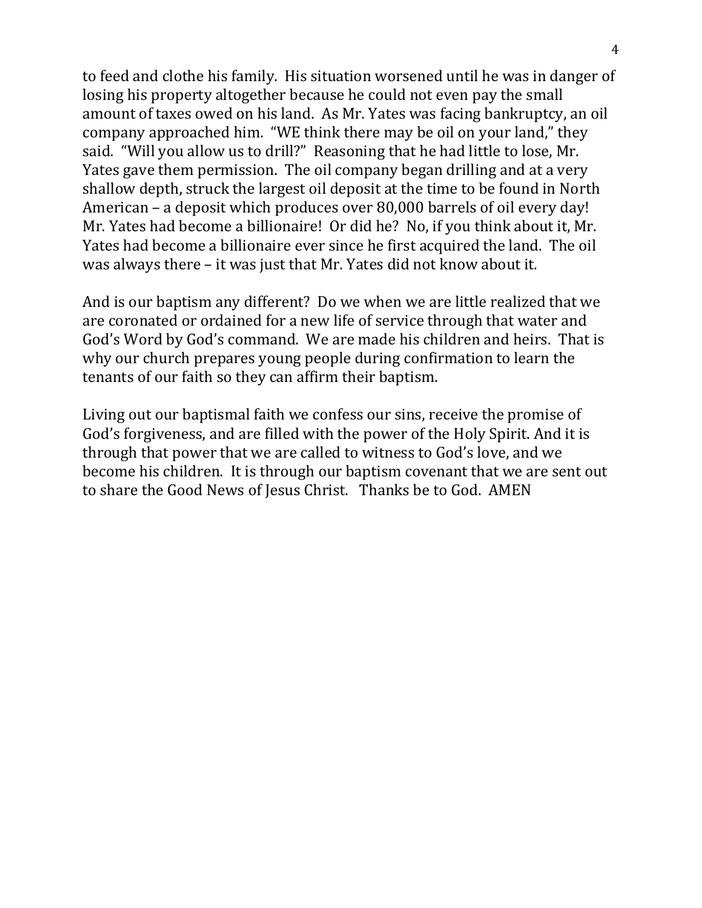to feed and clothe his family. His situation worsened until he was in danger of losing his property altogether because he could not even pay the small amount of taxes owed on his land. As Mr. Yates was facing bankruptcy, an oil company approached him. "WE think there may be oil on your land," they said. "Will you allow us to drill?" Reasoning that he had little to lose, Mr. Yates gave them permission. The oil company began drilling and at a very shallow depth, struck the largest oil deposit at the time to be found in North American – a deposit which produces over 80,000 barrels of oil every day! Mr. Yates had become a billionaire! Or did he? No, if you think about it, Mr. Yates had become a billionaire ever since he first acquired the land. The oil was always there – it was just that Mr. Yates did not know about it.

And is our baptism any different? Do we when we are little realized that we are coronated or ordained for a new life of service through that water and God's Word by God's command. We are made his children and heirs. That is why our church prepares young people during confirmation to learn the tenants of our faith so they can affirm their baptism.

Living out our baptismal faith we confess our sins, receive the promise of God's forgiveness, and are filled with the power of the Holy Spirit. And it is through that power that we are called to witness to God's love, and we become his children. It is through our baptism covenant that we are sent out to share the Good News of Jesus Christ. Thanks be to God. AMEN